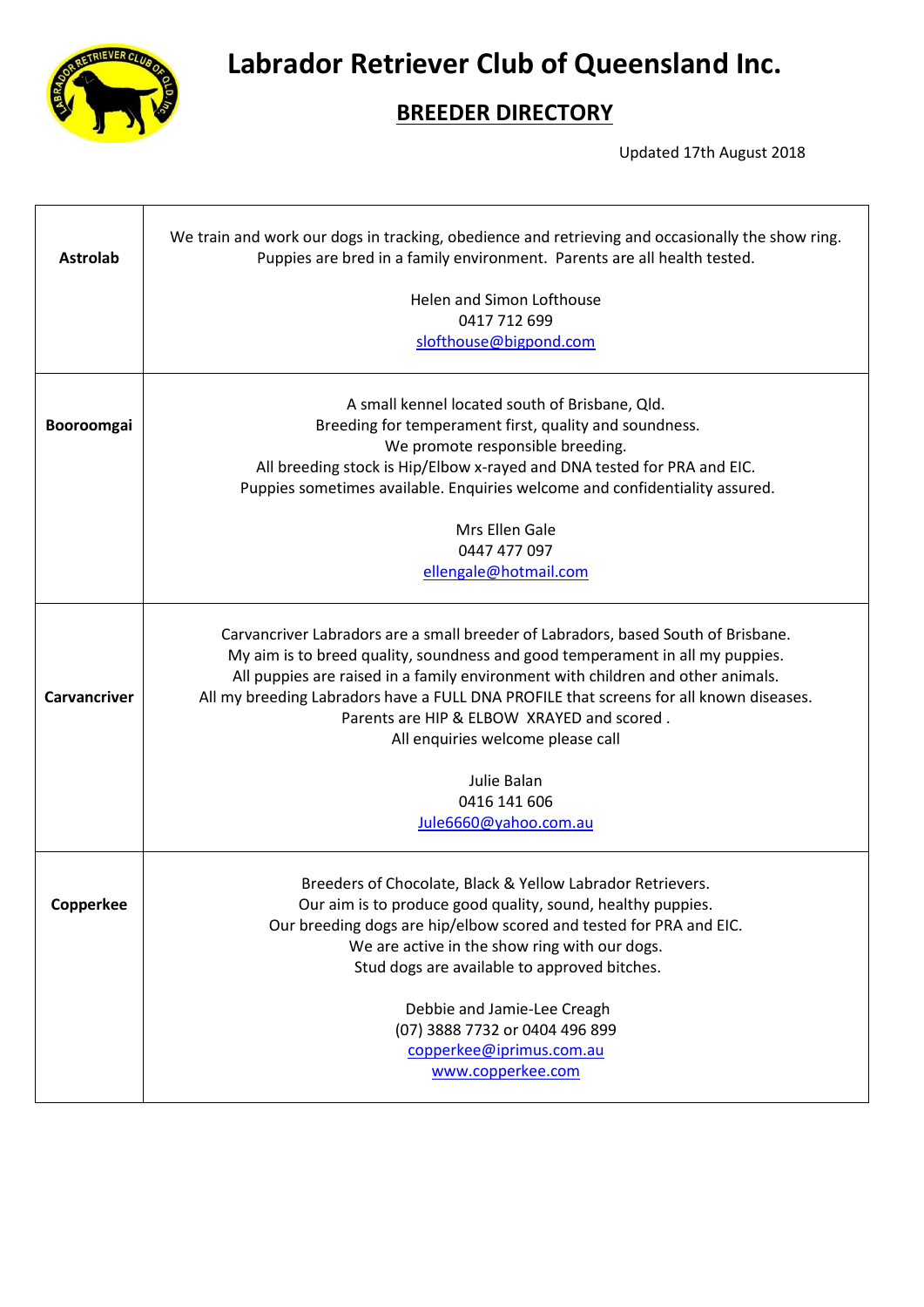# Labrador Retriever Club of Queensland Inc.

## BREEDER DIRECTORY

Updated 17th August 2018

| | |
|---|---|
| **Astrolab** | We train and work our dogs in tracking, obedience and retrieving and occasionally the show ring. Puppies are bred in a family environment. Parents are all health tested.<br><br>Helen and Simon Lofthouse<br>0417 712 699<br>slofthouse@bigpond.com |
| **Booroomgai** | A small kennel located south of Brisbane, Qld.<br>Breeding for temperament first, quality and soundness.<br>We promote responsible breeding.<br>All breeding stock is Hip/Elbow x-rayed and DNA tested for PRA and EIC.<br>Puppies sometimes available. Enquiries welcome and confidentiality assured.<br><br>Mrs Ellen Gale<br>0447 477 097<br>ellengale@hotmail.com |
| **Carvancriver** | Carvancriver Labradors are a small breeder of Labradors, based South of Brisbane.<br>My aim is to breed quality, soundness and good temperament in all my puppies.<br>All puppies are raised in a family environment with children and other animals.<br>All my breeding Labradors have a FULL DNA PROFILE that screens for all known diseases.<br>Parents are HIP & ELBOW XRAYED and scored .<br>All enquiries welcome please call<br><br>Julie Balan<br>0416 141 606<br>Jule6660@yahoo.com.au |
| **Copperkee** | Breeders of Chocolate, Black & Yellow Labrador Retrievers.<br>Our aim is to produce good quality, sound, healthy puppies.<br>Our breeding dogs are hip/elbow scored and tested for PRA and EIC.<br>We are active in the show ring with our dogs.<br>Stud dogs are available to approved bitches.<br><br>Debbie and Jamie-Lee Creagh<br>(07) 3888 7732 or 0404 496 899<br>copperkee@iprimus.com.au<br>www.copperkee.com |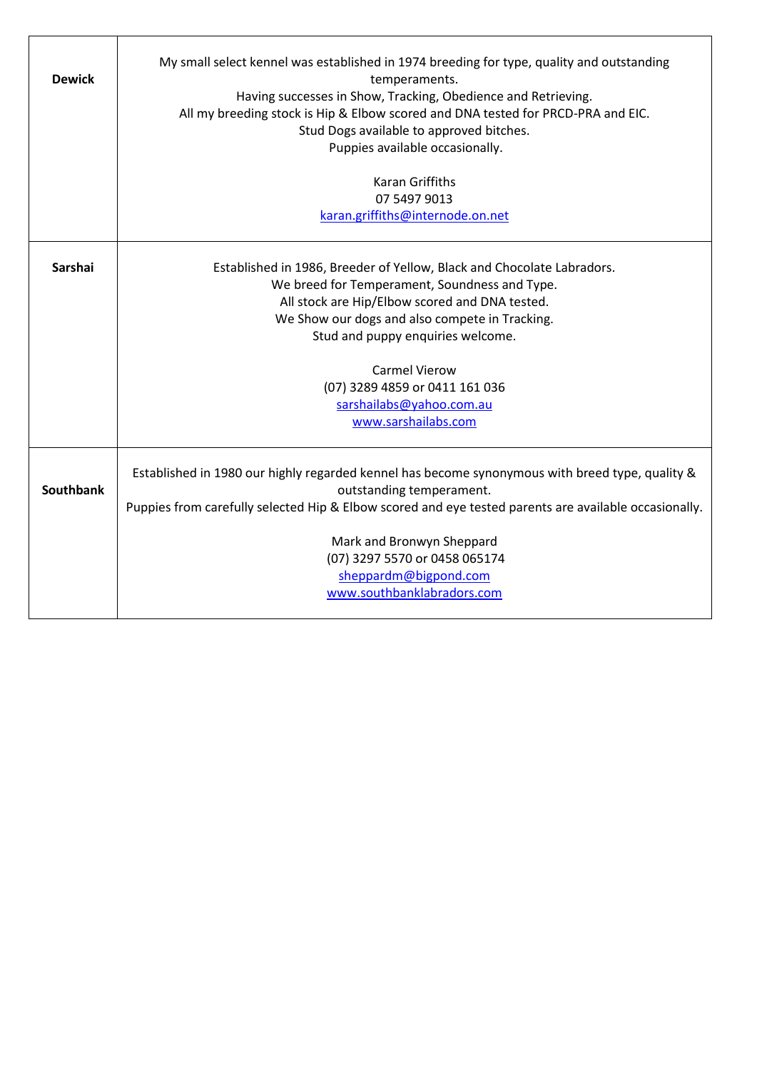| | |
|---|---|
| **Dewick** | My small select kennel was established in 1974 breeding for type, quality and outstanding temperaments.<br>Having successes in Show, Tracking, Obedience and Retrieving.<br>All my breeding stock is Hip & Elbow scored and DNA tested for PRCD-PRA and EIC.<br>Stud Dogs available to approved bitches.<br>Puppies available occasionally.<br><br>Karan Griffiths<br>07 5497 9013<br>karan.griffiths@internode.on.net |
| **Sarshai** | Established in 1986, Breeder of Yellow, Black and Chocolate Labradors.<br>We breed for Temperament, Soundness and Type.<br>All stock are Hip/Elbow scored and DNA tested.<br>We Show our dogs and also compete in Tracking.<br>Stud and puppy enquiries welcome.<br><br>Carmel Vierow<br>(07) 3289 4859 or 0411 161 036<br>sarshailabs@yahoo.com.au<br>www.sarshailabs.com |
| **Southbank** | Established in 1980 our highly regarded kennel has become synonymous with breed type, quality & outstanding temperament.<br>Puppies from carefully selected Hip & Elbow scored and eye tested parents are available occasionally.<br><br>Mark and Bronwyn Sheppard<br>(07) 3297 5570 or 0458 065174<br>sheppardm@bigpond.com<br>www.southbanklabradors.com |